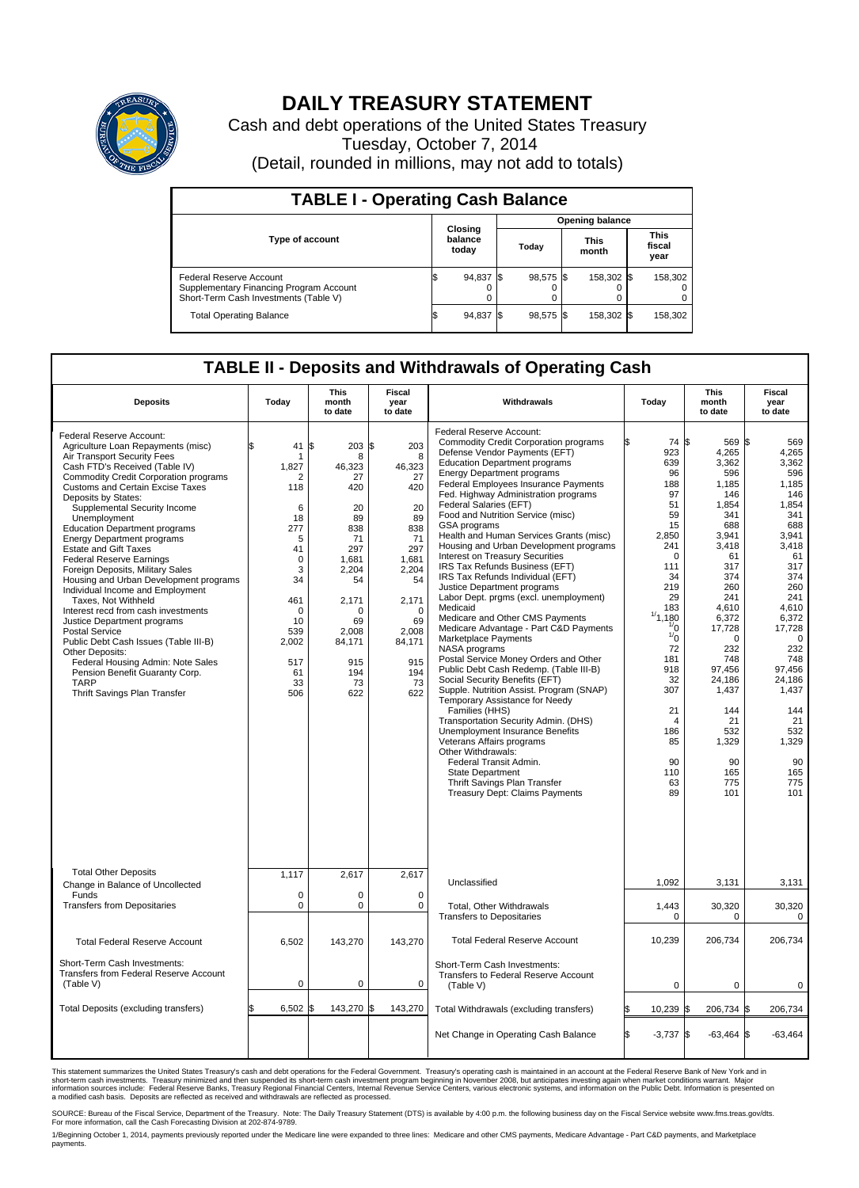# DAILY TREASURY STATEMENT

Cash and debt operations of the United States Treasury

Tuesday, October 7, 2014

(Detail, rounded in millions, may not add to totals)

## TABLE I - Operating Cash Balance

| Type of account | Closing balance today | Opening balance Today | Opening balance This month | Opening balance This fiscal year |
|---|---|---|---|---|
| Federal Reserve Account | $ 94,837 | $ 98,575 | $ 158,302 | $ 158,302 |
| Supplementary Financing Program Account | 0 | 0 | 0 | 0 |
| Short-Term Cash Investments (Table V) | 0 | 0 | 0 | 0 |
| Total Operating Balance | $ 94,837 | $ 98,575 | $ 158,302 | $ 158,302 |

## TABLE II - Deposits and Withdrawals of Operating Cash

| Deposits | Today | This month to date | Fiscal year to date | Withdrawals | Today | This month to date | Fiscal year to date |
|---|---|---|---|---|---|---|---|
| Federal Reserve Account: | | | | Federal Reserve Account: | | | |
| Agriculture Loan Repayments (misc) | $ 41 | $ 203 | $ 203 | Commodity Credit Corporation programs | $ 74 | $ 569 | $ 569 |
| Air Transport Security Fees | 1 | 8 | 8 | Defense Vendor Payments (EFT) | 923 | 4,265 | 4,265 |
| Cash FTD's Received (Table IV) | 1,827 | 46,323 | 46,323 | Education Department programs | 639 | 3,362 | 3,362 |
| Commodity Credit Corporation programs | 2 | 27 | 27 | Energy Department programs | 96 | 596 | 596 |
| Customs and Certain Excise Taxes | 118 | 420 | 420 | Federal Employees Insurance Payments | 188 | 1,185 | 1,185 |
| Deposits by States: | | | | Fed. Highway Administration programs | 97 | 146 | 146 |
| Supplemental Security Income | 6 | 20 | 20 | Federal Salaries (EFT) | 51 | 1,854 | 1,854 |
| Unemployment | 18 | 89 | 89 | Food and Nutrition Service (misc) | 59 | 341 | 341 |
| Education Department programs | 277 | 838 | 838 | GSA programs | 15 | 688 | 688 |
| Energy Department programs | 5 | 71 | 71 | Health and Human Services Grants (misc) | 2,850 | 3,941 | 3,941 |
| Estate and Gift Taxes | 41 | 297 | 297 | Housing and Urban Development programs | 241 | 3,418 | 3,418 |
| Federal Reserve Earnings | 0 | 1,681 | 1,681 | Interest on Treasury Securities | 0 | 61 | 61 |
| Foreign Deposits, Military Sales | 3 | 2,204 | 2,204 | IRS Tax Refunds Business (EFT) | 111 | 317 | 317 |
| Housing and Urban Development programs | 34 | 54 | 54 | IRS Tax Refunds Individual (EFT) | 34 | 374 | 374 |
| Individual Income and Employment Taxes, Not Withheld | 461 | 2,171 | 2,171 | Justice Department programs | 219 | 260 | 260 |
| Interest recd from cash investments | 0 | 0 | 0 | Labor Dept. prgms (excl. unemployment) | 29 | 241 | 241 |
| Justice Department programs | 10 | 69 | 69 | Medicaid | 183 | 4,610 | 4,610 |
| Postal Service | 539 | 2,008 | 2,008 | Medicare and Other CMS Payments | [1]1,180 | 6,372 | 6,372 |
| Public Debt Cash Issues (Table III-B) | 2,002 | 84,171 | 84,171 | Medicare Advantage - Part C&D Payments | [1]0 | 17,728 | 17,728 |
| Other Deposits: | | | | Marketplace Payments | [1]0 | 0 | 0 |
| Federal Housing Admin: Note Sales | 517 | 915 | 915 | NASA programs | 72 | 232 | 232 |
| Pension Benefit Guaranty Corp. | 61 | 194 | 194 | Postal Service Money Orders and Other | 181 | 748 | 748 |
| TARP | 33 | 73 | 73 | Public Debt Cash Redemp. (Table III-B) | 918 | 97,456 | 97,456 |
| Thrift Savings Plan Transfer | 506 | 622 | 622 | Social Security Benefits (EFT) | 32 | 24,186 | 24,186 |
| | | | | Supple. Nutrition Assist. Program (SNAP) | 307 | 1,437 | 1,437 |
| | | | | Temporary Assistance for Needy Families (HHS) | 21 | 144 | 144 |
| | | | | Transportation Security Admin. (DHS) | 4 | 21 | 21 |
| | | | | Unemployment Insurance Benefits | 186 | 532 | 532 |
| | | | | Veterans Affairs programs | 85 | 1,329 | 1,329 |
| | | | | Other Withdrawals: | | | |
| | | | | Federal Transit Admin. | 90 | 90 | 90 |
| | | | | State Department | 110 | 165 | 165 |
| | | | | Thrift Savings Plan Transfer | 63 | 775 | 775 |
| | | | | Treasury Dept: Claims Payments | 89 | 101 | 101 |
| Total Other Deposits | 1,117 | 2,617 | 2,617 | Unclassified | 1,092 | 3,131 | 3,131 |
| Change in Balance of Uncollected Funds | 0 | 0 | 0 | | | | |
| Transfers from Depositaries | 0 | 0 | 0 | Total, Other Withdrawals | 1,443 | 30,320 | 30,320 |
| | | | | Transfers to Depositaries | 0 | 0 | 0 |
| Total Federal Reserve Account | 6,502 | 143,270 | 143,270 | Total Federal Reserve Account | 10,239 | 206,734 | 206,734 |
| Short-Term Cash Investments: Transfers from Federal Reserve Account (Table V) | 0 | 0 | 0 | Short-Term Cash Investments: Transfers to Federal Reserve Account (Table V) | 0 | 0 | 0 |
| Total Deposits (excluding transfers) | $ 6,502 | $ 143,270 | $ 143,270 | Total Withdrawals (excluding transfers) | $ 10,239 | $ 206,734 | $ 206,734 |
| | | | | Net Change in Operating Cash Balance | $ -3,737 | $ -63,464 | $ -63,464 |

This statement summarizes the United States Treasury's cash and debt operations for the Federal Government. Treasury's operating cash is maintained in an account at the Federal Reserve Bank of New York and in short-term cash investments. Treasury minimized and then suspended its short-term cash investment program beginning in November 2008, but anticipates investing again when market conditions warrant. Major information sources include: Federal Reserve Banks, Treasury Regional Financial Centers, Internal Revenue Service Centers, various electronic systems, and information on the Public Debt. Information is presented on a modified cash basis. Deposits are reflected as received and withdrawals are reflected as processed.

SOURCE: Bureau of the Fiscal Service, Department of the Treasury. Note: The Daily Treasury Statement (DTS) is available by 4:00 p.m. the following business day on the Fiscal Service website www.fms.treas.gov/dts. For more information, call the Cash Forecasting Division at 202-874-9789.

1/Beginning October 1, 2014, payments previously reported under the Medicare line were expanded to three lines: Medicare and other CMS payments, Medicare Advantage - Part C&D Payments, and Marketplace payments.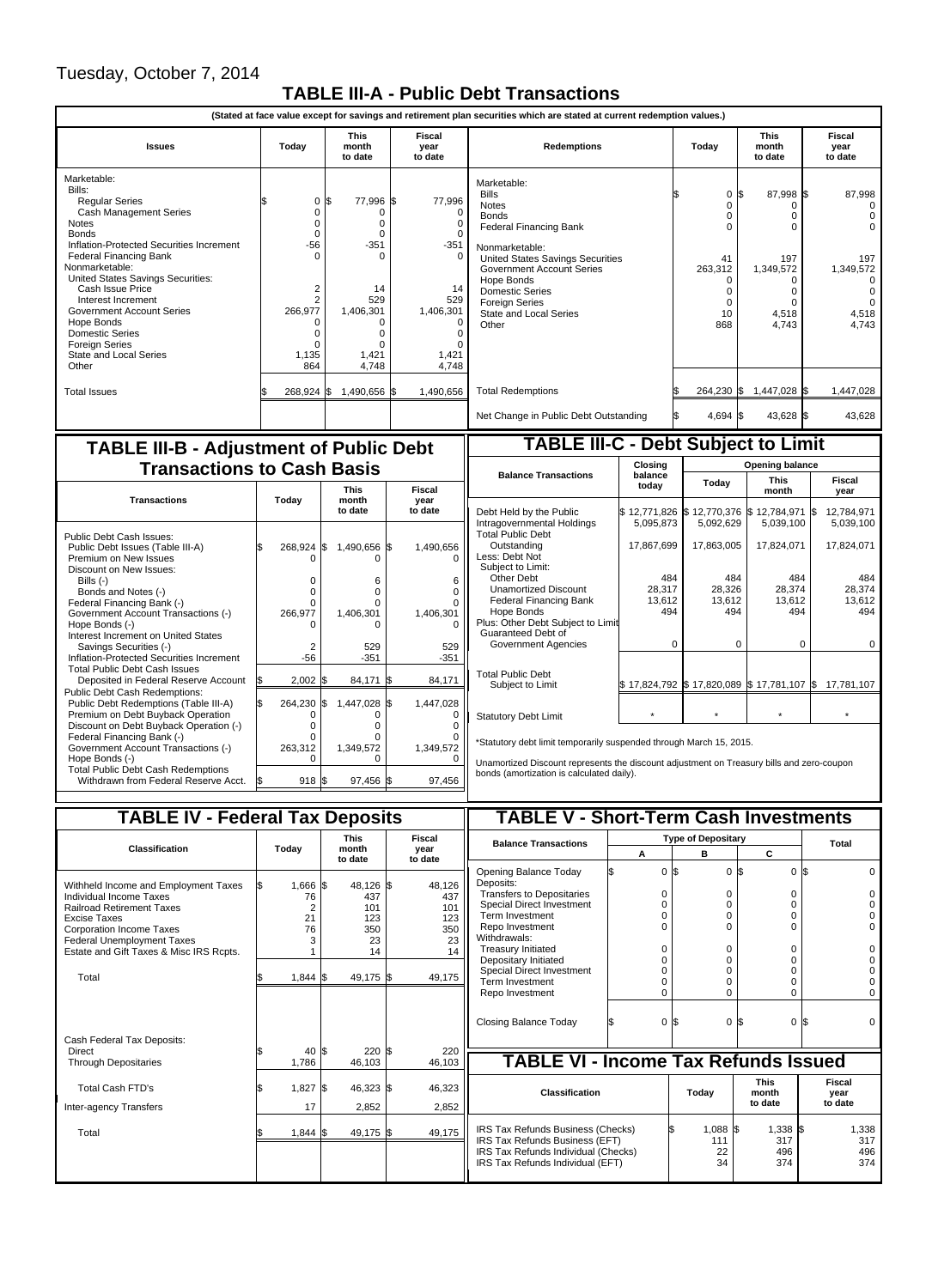Tuesday, October 7, 2014

# TABLE III-A - Public Debt Transactions

(Stated at face value except for savings and retirement plan securities which are stated at current redemption values.)

| Issues | Today | This month to date | Fiscal year to date |
|---|---|---|---|
| Marketable: | | | |
| Bills: | | | |
| Regular Series | $ 0 | $ 77,996 | $ 77,996 |
| Cash Management Series | 0 | 0 | 0 |
| Notes | 0 | 0 | 0 |
| Bonds | 0 | 0 | 0 |
| Inflation-Protected Securities Increment | -56 | -351 | -351 |
| Federal Financing Bank | 0 | 0 | 0 |
| Nonmarketable: | | | |
| United States Savings Securities: | | | |
| Cash Issue Price | 2 | 14 | 14 |
| Interest Increment | 2 | 529 | 529 |
| Government Account Series | 266,977 | 1,406,301 | 1,406,301 |
| Hope Bonds | 0 | 0 | 0 |
| Domestic Series | 0 | 0 | 0 |
| Foreign Series | 0 | 0 | 0 |
| State and Local Series | 1,135 | 1,421 | 1,421 |
| Other | 864 | 4,748 | 4,748 |
| Total Issues | $ 268,924 | $ 1,490,656 | $ 1,490,656 |

| Redemptions | Today | This month to date | Fiscal year to date |
|---|---|---|---|
| Marketable: | | | |
| Bills | $ 0 | $ 87,998 | $ 87,998 |
| Notes | 0 | 0 | 0 |
| Bonds | 0 | 0 | 0 |
| Federal Financing Bank | 0 | 0 | 0 |
| Nonmarketable: | | | |
| United States Savings Securities | 41 | 197 | 197 |
| Government Account Series | 263,312 | 1,349,572 | 1,349,572 |
| Hope Bonds | 0 | 0 | 0 |
| Domestic Series | 0 | 0 | 0 |
| Foreign Series | 0 | 0 | 0 |
| State and Local Series | 10 | 4,518 | 4,518 |
| Other | 868 | 4,743 | 4,743 |
| Total Redemptions | $ 264,230 | $ 1,447,028 | $ 1,447,028 |
| Net Change in Public Debt Outstanding | $ 4,694 | $ 43,628 | $ 43,628 |

# TABLE III-B - Adjustment of Public Debt Transactions to Cash Basis

| Transactions | Today | This month to date | Fiscal year to date |
|---|---|---|---|
| Public Debt Cash Issues: | | | |
| Public Debt Issues (Table III-A) | $ 268,924 | $ 1,490,656 | $ 1,490,656 |
| Premium on New Issues | 0 | 0 | 0 |
| Discount on New Issues: | | | |
| Bills (-) | 0 | 6 | 6 |
| Bonds and Notes (-) | 0 | 0 | 0 |
| Federal Financing Bank (-) | 0 | 0 | 0 |
| Government Account Transactions (-) | 266,977 | 1,406,301 | 1,406,301 |
| Hope Bonds (-) | 0 | 0 | 0 |
| Interest Increment on United States Savings Securities (-) | 2 | 529 | 529 |
| Inflation-Protected Securities Increment | -56 | -351 | -351 |
| Total Public Debt Cash Issues Deposited in Federal Reserve Account | $ 2,002 | $ 84,171 | $ 84,171 |
| Public Debt Cash Redemptions: | | | |
| Public Debt Redemptions (Table III-A) | $ 264,230 | $ 1,447,028 | $ 1,447,028 |
| Premium on Debt Buyback Operation | 0 | 0 | 0 |
| Discount on Debt Buyback Operation (-) | 0 | 0 | 0 |
| Federal Financing Bank (-) | 0 | 0 | 0 |
| Government Account Transactions (-) | 263,312 | 1,349,572 | 1,349,572 |
| Hope Bonds (-) | 0 | 0 | 0 |
| Total Public Debt Cash Redemptions Withdrawn from Federal Reserve Acct. | $ 918 | $ 97,456 | $ 97,456 |

# TABLE III-C - Debt Subject to Limit

| Balance Transactions | Closing balance today | Opening balance Today | Opening balance This month | Opening balance Fiscal year |
|---|---|---|---|---|
| Debt Held by the Public | $ 12,771,826 | $ 12,770,376 | $ 12,784,971 | $ 12,784,971 |
| Intragovernmental Holdings | 5,095,873 | 5,092,629 | 5,039,100 | 5,039,100 |
| Total Public Debt Outstanding | 17,867,699 | 17,863,005 | 17,824,071 | 17,824,071 |
| Less: Debt Not Subject to Limit: | | | | |
| Other Debt | 484 | 484 | 484 | 484 |
| Unamortized Discount | 28,317 | 28,326 | 28,374 | 28,374 |
| Federal Financing Bank | 13,612 | 13,612 | 13,612 | 13,612 |
| Hope Bonds | 494 | 494 | 494 | 494 |
| Plus: Other Debt Subject to Limit | | | | |
| Guaranteed Debt of Government Agencies | 0 | 0 | 0 | 0 |
| Total Public Debt Subject to Limit | $ 17,824,792 | $ 17,820,089 | $ 17,781,107 | $ 17,781,107 |
| Statutory Debt Limit | * | * | * | * |

*Statutory debt limit temporarily suspended through March 15, 2015.

Unamortized Discount represents the discount adjustment on Treasury bills and zero-coupon bonds (amortization is calculated daily).

# TABLE IV - Federal Tax Deposits

| Classification | Today | This month to date | Fiscal year to date |
|---|---|---|---|
| Withheld Income and Employment Taxes | $ 1,666 | $ 48,126 | $ 48,126 |
| Individual Income Taxes | 76 | 437 | 437 |
| Railroad Retirement Taxes | 2 | 101 | 101 |
| Excise Taxes | 21 | 123 | 123 |
| Corporation Income Taxes | 76 | 350 | 350 |
| Federal Unemployment Taxes | 3 | 23 | 23 |
| Estate and Gift Taxes & Misc IRS Rcpts. | 1 | 14 | 14 |
| Total | $ 1,844 | $ 49,175 | $ 49,175 |
| Cash Federal Tax Deposits: | | | |
| Direct | $ 40 | $ 220 | $ 220 |
| Through Depositaries | 1,786 | 46,103 | 46,103 |
| Total Cash FTD's | $ 1,827 | $ 46,323 | $ 46,323 |
| Inter-agency Transfers | 17 | 2,852 | 2,852 |
| Total | $ 1,844 | $ 49,175 | $ 49,175 |

# TABLE V - Short-Term Cash Investments

| Balance Transactions | Type of Depositary A | Type of Depositary B | Type of Depositary C | Total |
|---|---|---|---|---|
| Opening Balance Today | $ 0 | $ 0 | $ 0 | $ 0 |
| Deposits: | | | | |
| Transfers to Depositaries | 0 | 0 | 0 | 0 |
| Special Direct Investment | 0 | 0 | 0 | 0 |
| Term Investment | 0 | 0 | 0 | 0 |
| Repo Investment | 0 | 0 | 0 | 0 |
| Withdrawals: | | | | |
| Treasury Initiated | 0 | 0 | 0 | 0 |
| Depositary Initiated | 0 | 0 | 0 | 0 |
| Special Direct Investment | 0 | 0 | 0 | 0 |
| Term Investment | 0 | 0 | 0 | 0 |
| Repo Investment | 0 | 0 | 0 | 0 |
| Closing Balance Today | $ 0 | $ 0 | $ 0 | $ 0 |

# TABLE VI - Income Tax Refunds Issued

| Classification | Today | This month to date | Fiscal year to date |
|---|---|---|---|
| IRS Tax Refunds Business (Checks) | $ 1,088 | $ 1,338 | $ 1,338 |
| IRS Tax Refunds Business (EFT) | 111 | 317 | 317 |
| IRS Tax Refunds Individual (Checks) | 22 | 496 | 496 |
| IRS Tax Refunds Individual (EFT) | 34 | 374 | 374 |